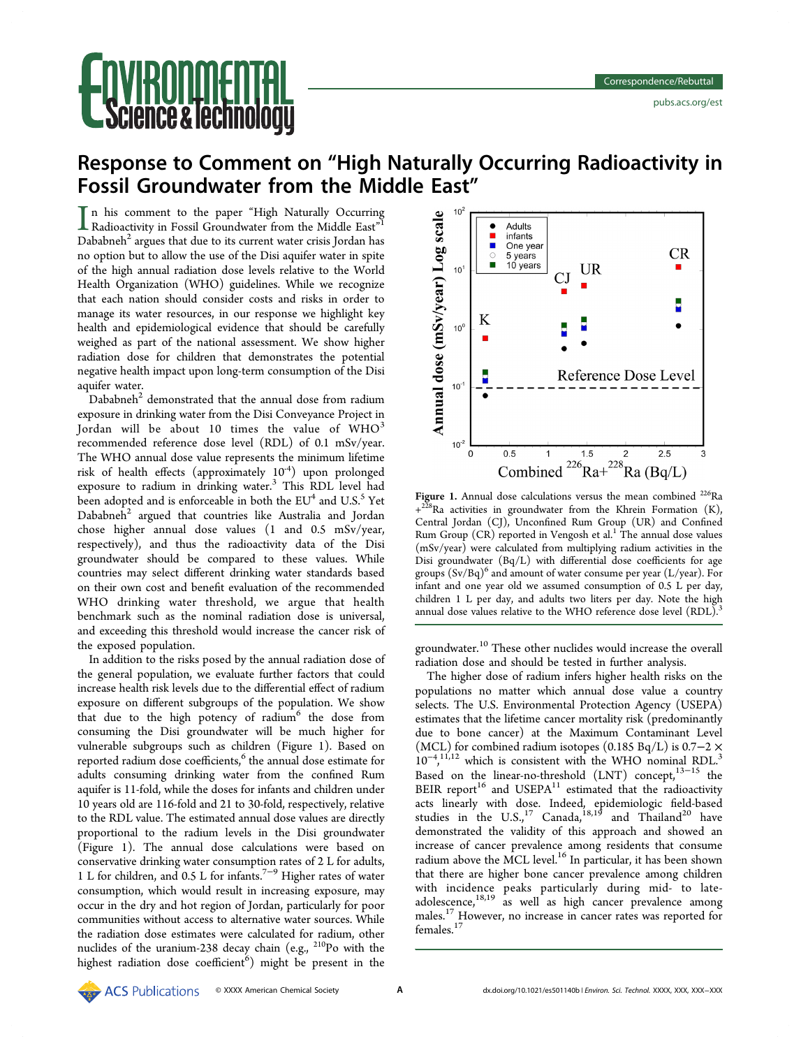# Response to Comment on "High Naturally Occurring Radioactivity in Fossil Groundwater from the Middle East"

In his comment to the paper "High Naturally Occurring Radioactivity in Fossil Groundwater from the Middle East"[1] Dababneh[2] argues that due to its current water crisis Jordan has no option but to allow the use of the Disi aquifer water in spite of the high annual radiation dose levels relative to the World Health Organization (WHO) guidelines. While we recognize that each nation should consider costs and risks in order to manage its water resources, in our response we highlight key health and epidemiological evidence that should be carefully weighed as part of the national assessment. We show higher radiation dose for children that demonstrates the potential negative health impact upon long-term consumption of the Disi aquifer water.

Dababneh[2] demonstrated that the annual dose from radium exposure in drinking water from the Disi Conveyance Project in Jordan will be about 10 times the value of WHO[3] recommended reference dose level (RDL) of 0.1 mSv/year. The WHO annual dose value represents the minimum lifetime risk of health effects (approximately $10^{-4}$) upon prolonged exposure to radium in drinking water.[3] This RDL level had been adopted and is enforceable in both the EU[4] and U.S.[5] Yet Dababneh[2] argued that countries like Australia and Jordan chose higher annual dose values (1 and 0.5 mSv/year, respectively), and thus the radioactivity data of the Disi groundwater should be compared to these values. While countries may select different drinking water standards based on their own cost and benefit evaluation of the recommended WHO drinking water threshold, we argue that health benchmark such as the nominal radiation dose is universal, and exceeding this threshold would increase the cancer risk of the exposed population.

In addition to the risks posed by the annual radiation dose of the general population, we evaluate further factors that could increase health risk levels due to the differential effect of radium exposure on different subgroups of the population. We show that due to the high potency of radium[6] the dose from consuming the Disi groundwater will be much higher for vulnerable subgroups such as children (Figure 1). Based on reported radium dose coefficients,[6] the annual dose estimate for adults consuming drinking water from the confined Rum aquifer is 11-fold, while the doses for infants and children under 10 years old are 116-fold and 21 to 30-fold, respectively, relative to the RDL value. The estimated annual dose values are directly proportional to the radium levels in the Disi groundwater (Figure 1). The annual dose calculations were based on conservative drinking water consumption rates of 2 L for adults, 1 L for children, and 0.5 L for infants.[7−9] Higher rates of water consumption, which would result in increasing exposure, may occur in the dry and hot region of Jordan, particularly for poor communities without access to alternative water sources. While the radiation dose estimates were calculated for radium, other nuclides of the uranium-238 decay chain (e.g., $^{210}$Po with the highest radiation dose coefficient[6]) might be present in the groundwater.[10] These other nuclides would increase the overall radiation dose and should be tested in further analysis.

**Figure 1.** Annual dose calculations versus the mean combined $^{226}$Ra $+^{228}$Ra activities in groundwater from the Khrein Formation (K), Central Jordan (CJ), Unconfined Rum Group (UR) and Confined Rum Group (CR) reported in Vengosh et al.[1] The annual dose values (mSv/year) were calculated from multiplying radium activities in the Disi groundwater (Bq/L) with differential dose coefficients for age groups (Sv/Bq)[6] and amount of water consume per year (L/year). For infant and one year old we assumed consumption of 0.5 L per day, children 1 L per day, and adults two liters per day. Note the high annual dose values relative to the WHO reference dose level (RDL).[3]

The higher dose of radium infers higher health risks on the populations no matter which annual dose value a country selects. The U.S. Environmental Protection Agency (USEPA) estimates that the lifetime cancer mortality risk (predominantly due to bone cancer) at the Maximum Contaminant Level (MCL) for combined radium isotopes (0.185 Bq/L) is $0.7{-}2 \times 10^{-4}$,[11,12] which is consistent with the WHO nominal RDL.[3] Based on the linear-no-threshold (LNT) concept,[13−15] the BEIR report[16] and USEPA[11] estimated that the radioactivity acts linearly with dose. Indeed, epidemiologic field-based studies in the U.S.,[17] Canada,[18,19] and Thailand[20] have demonstrated the validity of this approach and showed an increase of cancer prevalence among residents that consume radium above the MCL level.[16] In particular, it has been shown that there are higher bone cancer prevalence among children with incidence peaks particularly during mid- to late-adolescence,[18,19] as well as high cancer prevalence among males.[17] However, no increase in cancer rates was reported for females.[17]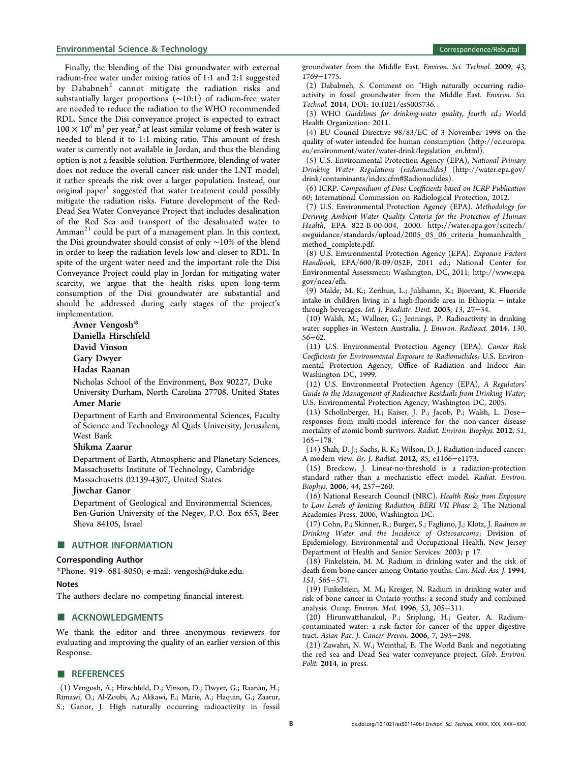Finally, the blending of the Disi groundwater with external radium-free water under mixing ratios of 1:1 and 2:1 suggested by Dababneh[2] cannot mitigate the radiation risks and substantially larger proportions (~10:1) of radium-free water are needed to reduce the radiation to the WHO recommended RDL. Since the Disi conveyance project is expected to extract $100 \times 10^6$ $m^3$ per year,[2] at least similar volume of fresh water is needed to blend it to 1:1 mixing ratio. This amount of fresh water is currently not available in Jordan, and thus the blending option is not a feasible solution. Furthermore, blending of water does not reduce the overall cancer risk under the LNT model; it rather spreads the risk over a larger population. Instead, our original paper[1] suggested that water treatment could possibly mitigate the radiation risks. Future development of the Red-Dead Sea Water Conveyance Project that includes desalination of the Red Sea and transport of the desalinated water to Amman[21] could be part of a management plan. In this context, the Disi groundwater should consist of only ~10% of the blend in order to keep the radiation levels low and closer to RDL. In spite of the urgent water need and the important role the Disi Conveyance Project could play in Jordan for mitigating water scarcity, we argue that the health risks upon long-term consumption of the Disi groundwater are substantial and should be addressed during early stages of the project's implementation.

**Avner Vengosh\***
**Daniella Hirschfeld**
**David Vinson**
**Gary Dwyer**
**Hadas Raanan**

Nicholas School of the Environment, Box 90227, Duke University Durham, North Carolina 27708, United States

**Amer Marie**

Department of Earth and Environmental Sciences, Faculty of Science and Technology Al Quds University, Jerusalem, West Bank

**Shikma Zaarur**

Department of Earth, Atmospheric and Planetary Sciences, Massachusetts Institute of Technology, Cambridge Massachusetts 02139-4307, United States

**Jiwchar Ganor**

Department of Geological and Environmental Sciences, Ben-Gurion University of the Negev, P.O. Box 653, Beer Sheva 84105, Israel

## AUTHOR INFORMATION

### Corresponding Author

\*Phone: 919- 681-8050; e-mail: vengosh@duke.edu.

### Notes

The authors declare no competing financial interest.

## ACKNOWLEDGMENTS

We thank the editor and three anonymous reviewers for evaluating and improving the quality of an earlier version of this Response.

## REFERENCES

(1) Vengosh, A.; Hirschfeld, D.; Vinson, D.; Dwyer, G.; Raanan, H.; Rimawi, O.; Al-Zoubi, A.; Akkawi, E.; Marie, A.; Haquin, G.; Zaarur, S.; Ganor, J. High naturally occurring radioactivity in fossil groundwater from the Middle East. *Environ. Sci. Technol.* **2009**, *43*, 1769−1775.

(2) Dababneh, S. Comment on "High naturally occurring radioactivity in fossil groundwater from the Middle East. *Environ. Sci. Technol.* **2014**, DOI: 10.1021/es5005736.

(3) WHO *Guidelines for drinking-water quality, fourth ed.*; World Health Organization: 2011.

(4) EU Council Directive 98/83/EC of 3 November 1998 on the quality of water intended for human consumption (http://ec.europa.eu/environment/water/water-drink/legislation_en.html).

(5) U.S. Environmental Protection Agency (EPA), *National Primary Drinking Water Regulations (radionuclides)* (http://water.epa.gov/drink/contaminants/index.cfm#Radionuclides).

(6) ICRP. *Compendium of Dose Coefficients based on ICRP Publication 60*; International Commission on Radiological Protection, 2012.

(7) U.S. Environmental Protection Agency (EPA). *Methodology for Deriving Ambient Water Quality Criteria for the Protection of Human Health*, EPA 822-B-00-004, 2000. http://water.epa.gov/scitech/swguidance/standards/upload/2005_05_06_criteria_humanhealth_method_complete.pdf.

(8) U.S. Environmental Protection Agency (EPA). *Exposure Factors Handbook*, EPA/600/R-09/052F, 2011 ed.; National Center for Environmental Assessment: Washington, DC, 2011; http://www.epa.gov/ncea/efh.

(9) Malde, M. K.; Zerihun, L.; Julshamn, K.; Bjorvant, K. Fluoride intake in children living in a high-fluoride area in Ethiopia − intake through beverages. *Int. J. Paediatr. Dent.* **2003**, *13*, 27−34.

(10) Walsh, M.; Wallner, G.; Jennings, P. Radioactivity in drinking water supplies in Western Australia. *J. Environ. Radioact.* **2014**, *130*, 56−62.

(11) U.S. Environmental Protection Agency (EPA). *Cancer Risk Coefficients for Environmental Exposure to Radionuclides*; U.S. Environmental Protection Agency, Office of Radiation and Indoor Air: Washington DC, 1999.

(12) U.S. Environmental Protection Agency (EPA), *A Regulators' Guide to the Management of Radioactive Residuals from Drinking Water*; U.S. Environmental Protection Agency, Washington DC, 2005.

(13) Schollnberger, H.; Kaiser, J. P.; Jacob, P.; Walsh, L. Dose−responses from multi-model inference for the non-cancer disease mortality of atomic bomb survivors. *Radiat. Environ. Biophys.* **2012**, *51*, 165−178.

(14) Shah, D. J.; Sachs, R. K.; Wilson, D. J. Radiation-induced cancer: A modern view. *Br. J. Radiat.* **2012**, *85*, e1166−e1173.

(15) Breckow, J. Linear-no-threshold is a radiation-protection standard rather than a mechanistic effect model. *Radiat. Environ. Biophys.* **2006**, *44*, 257−260.

(16) National Research Council (NRC). *Health Risks from Exposure to Low Levels of Ionizing Radiation, BERI VII Phase 2*; The National Academies Press, 2006, Washington DC.

(17) Cohn, P.; Skinner, R.; Burger, S.; Fagliano, J.; Klotz, J. *Radium in Drinking Water and the Incidence of Osteosarcoma*; Division of Epidemiology, Environmental and Occupational Health, New Jersey Department of Health and Senior Services: 2003; p 17.

(18) Finkelstein, M. M. Radium in drinking water and the risk of death from bone cancer among Ontario youths. *Can. Med. Ass. J.* **1994**, *151*, 565−571.

(19) Finkelstein, M. M.; Kreiger, N. Radium in drinking water and risk of bone cancer in Ontario youths: a second study and combined analysis. *Occup. Environ. Med.* **1996**, *53*, 305−311.

(20) Hirunwatthanakul, P.; Sriplung, H.; Geater, A. Radium-contaminated water: a risk factor for cancer of the upper digestive tract. *Asian Pac. J. Cancer Preven.* **2006**, *7*, 295−298.

(21) Zawahri, N. W.; Weinthal, E. The World Bank and negotiating the red sea and Dead Sea water conveyance project. *Glob. Environ. Polit.* **2014**, in press.